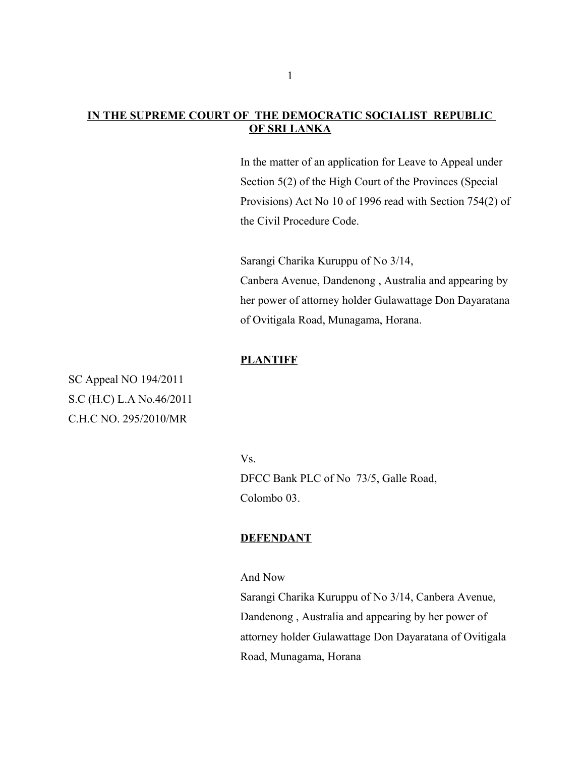**IN THE SUPREME COURT OF THE DEMOCRATIC SOCIALIST REPUBLIC OF SRI LANKA**

In the matter of an application for Leave to Appeal under Section 5(2) of the High Court of the Provinces (Special Provisions) Act No 10 of 1996 read with Section 754(2) of the Civil Procedure Code.

Sarangi Charika Kuruppu of No 3/14, Canbera Avenue, Dandenong , Australia and appearing by her power of attorney holder Gulawattage Don Dayaratana of Ovitigala Road, Munagama, Horana.

**PLANTIFF**

SC Appeal NO 194/2011
S.C (H.C) L.A No.46/2011
C.H.C NO. 295/2010/MR

Vs.

DFCC Bank PLC of No 73/5, Galle Road, Colombo 03.

**DEFENDANT**

And Now

Sarangi Charika Kuruppu of No 3/14, Canbera Avenue, Dandenong , Australia and appearing by her power of attorney holder Gulawattage Don Dayaratana of Ovitigala Road, Munagama, Horana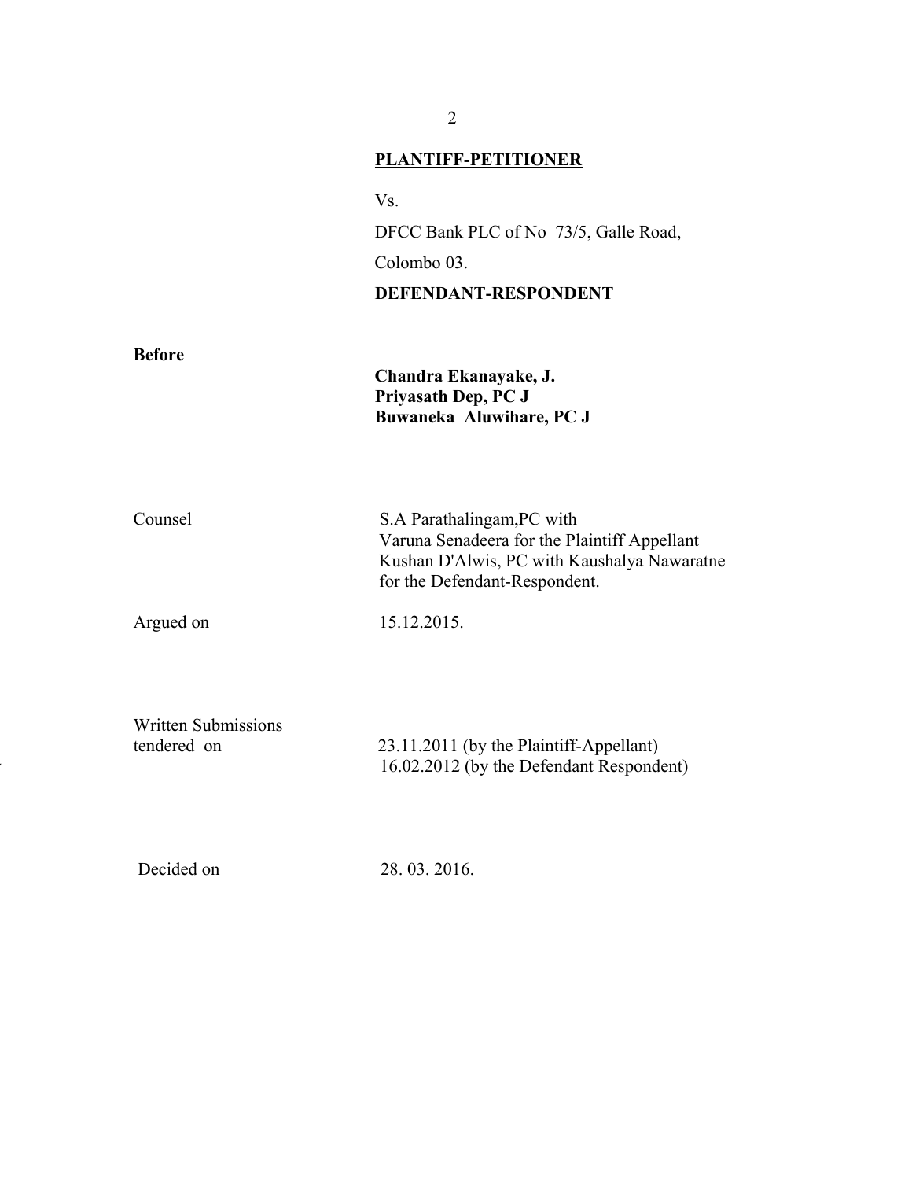**PLANTIFF-PETITIONER**

Vs.

DFCC Bank PLC of No 73/5, Galle Road,

Colombo 03.

**DEFENDANT-RESPONDENT**

**Before**

**Chandra Ekanayake, J.**
**Priyasath Dep, PC J**
**Buwaneka Aluwihare, PC J**

Counsel: S.A Parathalingam,PC with Varuna Senadeera for the Plaintiff Appellant Kushan D'Alwis, PC with Kaushalya Nawaratne for the Defendant-Respondent.

Argued on: 15.12.2015.

Written Submissions tendered on: 23.11.2011 (by the Plaintiff-Appellant) 16.02.2012 (by the Defendant Respondent)

Decided on: 28. 03. 2016.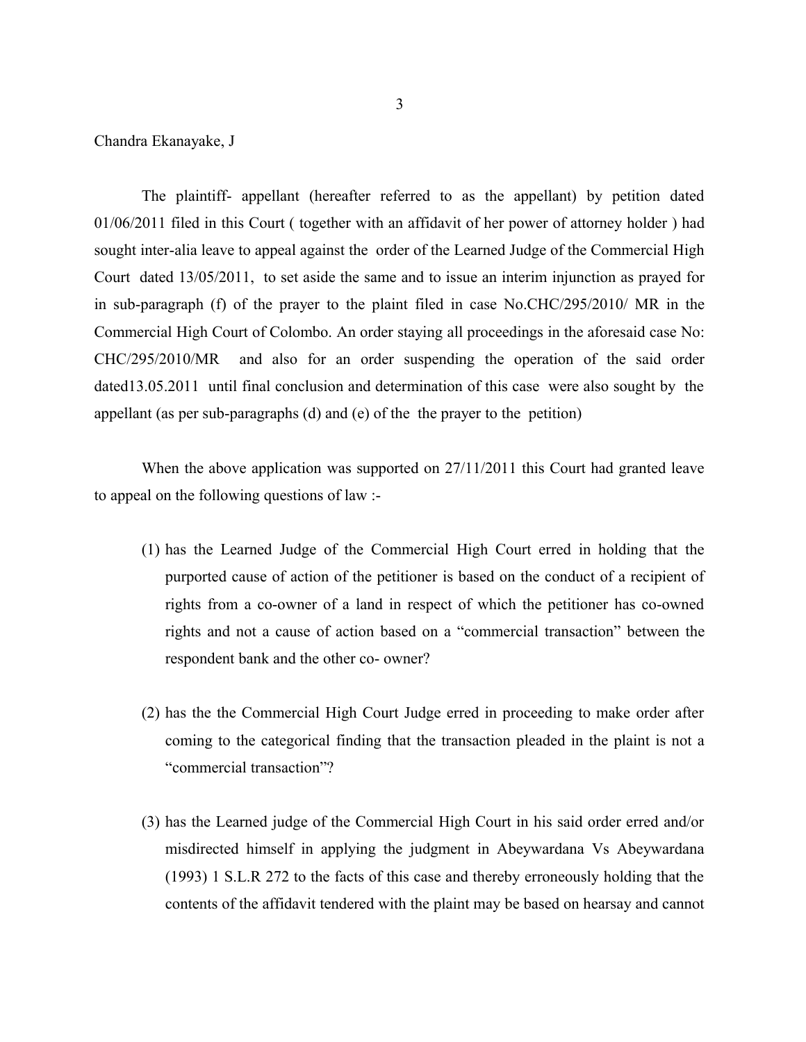Chandra Ekanayake, J

The plaintiff- appellant (hereafter referred to as the appellant) by petition dated 01/06/2011 filed in this Court ( together with an affidavit of her power of attorney holder ) had sought inter-alia leave to appeal against the order of the Learned Judge of the Commercial High Court dated 13/05/2011, to set aside the same and to issue an interim injunction as prayed for in sub-paragraph (f) of the prayer to the plaint filed in case No.CHC/295/2010/ MR in the Commercial High Court of Colombo. An order staying all proceedings in the aforesaid case No: CHC/295/2010/MR and also for an order suspending the operation of the said order dated13.05.2011 until final conclusion and determination of this case were also sought by the appellant (as per sub-paragraphs (d) and (e) of the the prayer to the petition)

When the above application was supported on 27/11/2011 this Court had granted leave to appeal on the following questions of law :-

(1) has the Learned Judge of the Commercial High Court erred in holding that the purported cause of action of the petitioner is based on the conduct of a recipient of rights from a co-owner of a land in respect of which the petitioner has co-owned rights and not a cause of action based on a "commercial transaction" between the respondent bank and the other co- owner?

(2) has the the Commercial High Court Judge erred in proceeding to make order after coming to the categorical finding that the transaction pleaded in the plaint is not a "commercial transaction"?

(3) has the Learned judge of the Commercial High Court in his said order erred and/or misdirected himself in applying the judgment in Abeywardana Vs Abeywardana (1993) 1 S.L.R 272 to the facts of this case and thereby erroneously holding that the contents of the affidavit tendered with the plaint may be based on hearsay and cannot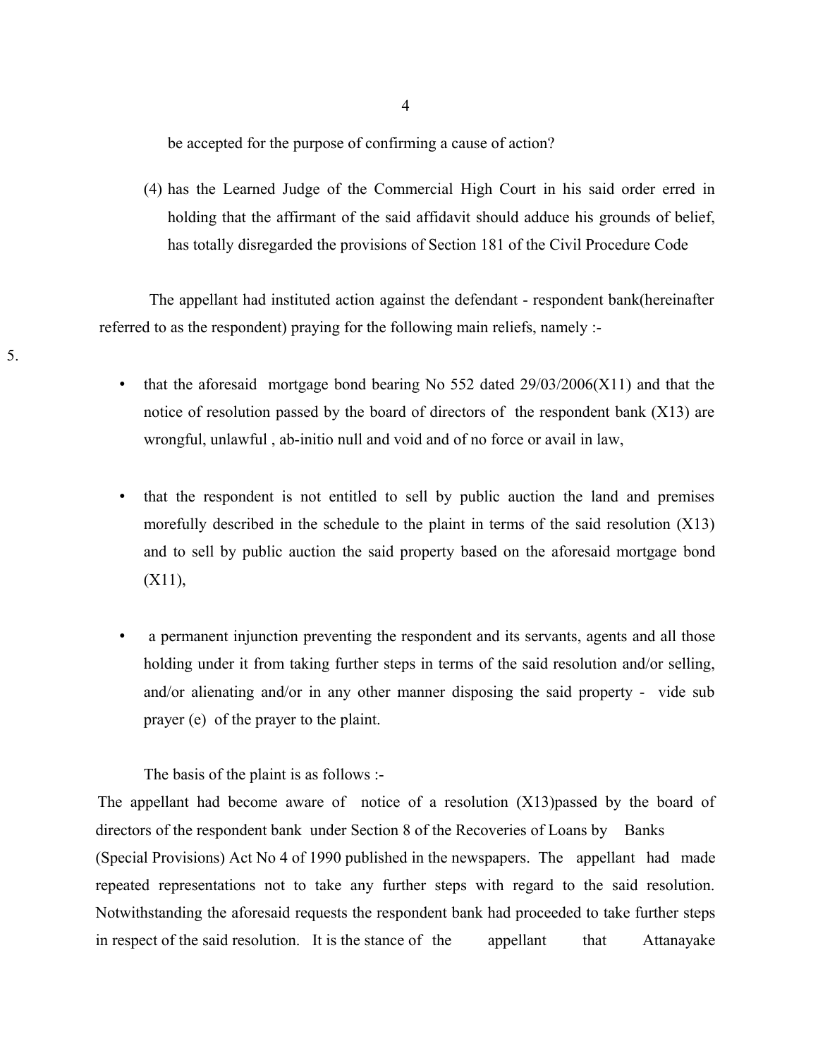be accepted for the purpose of confirming a cause of action?

(4) has the Learned Judge of the Commercial High Court in his said order erred in holding that the affirmant of the said affidavit should adduce his grounds of belief, has totally disregarded the provisions of Section 181 of the Civil Procedure Code

The appellant had instituted action against the defendant - respondent bank(hereinafter referred to as the respondent) praying for the following main reliefs, namely :-

5.

- that the aforesaid mortgage bond bearing No 552 dated 29/03/2006(X11) and that the notice of resolution passed by the board of directors of the respondent bank (X13) are wrongful, unlawful , ab-initio null and void and of no force or avail in law,
- that the respondent is not entitled to sell by public auction the land and premises morefully described in the schedule to the plaint in terms of the said resolution (X13) and to sell by public auction the said property based on the aforesaid mortgage bond (X11),
- a permanent injunction preventing the respondent and its servants, agents and all those holding under it from taking further steps in terms of the said resolution and/or selling, and/or alienating and/or in any other manner disposing the said property - vide sub prayer (e) of the prayer to the plaint.

The basis of the plaint is as follows :-

The appellant had become aware of notice of a resolution (X13)passed by the board of directors of the respondent bank under Section 8 of the Recoveries of Loans by Banks (Special Provisions) Act No 4 of 1990 published in the newspapers. The appellant had made repeated representations not to take any further steps with regard to the said resolution. Notwithstanding the aforesaid requests the respondent bank had proceeded to take further steps in respect of the said resolution. It is the stance of the appellant that Attanayake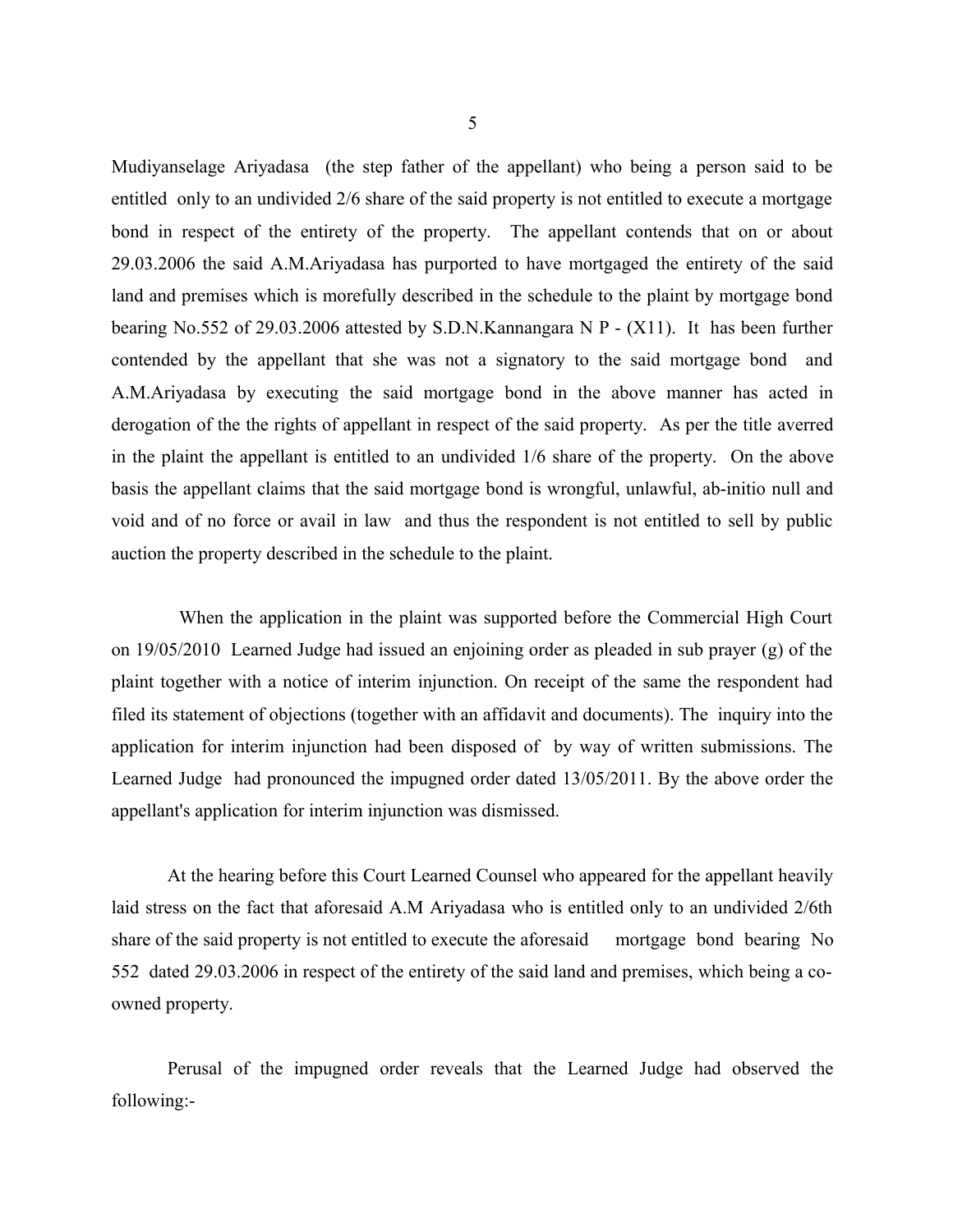Mudiyanselage Ariyadasa (the step father of the appellant) who being a person said to be entitled only to an undivided 2/6 share of the said property is not entitled to execute a mortgage bond in respect of the entirety of the property. The appellant contends that on or about 29.03.2006 the said A.M.Ariyadasa has purported to have mortgaged the entirety of the said land and premises which is morefully described in the schedule to the plaint by mortgage bond bearing No.552 of 29.03.2006 attested by S.D.N.Kannangara N P - (X11). It has been further contended by the appellant that she was not a signatory to the said mortgage bond and A.M.Ariyadasa by executing the said mortgage bond in the above manner has acted in derogation of the the rights of appellant in respect of the said property. As per the title averred in the plaint the appellant is entitled to an undivided 1/6 share of the property. On the above basis the appellant claims that the said mortgage bond is wrongful, unlawful, ab-initio null and void and of no force or avail in law and thus the respondent is not entitled to sell by public auction the property described in the schedule to the plaint.

When the application in the plaint was supported before the Commercial High Court on 19/05/2010 Learned Judge had issued an enjoining order as pleaded in sub prayer (g) of the plaint together with a notice of interim injunction. On receipt of the same the respondent had filed its statement of objections (together with an affidavit and documents). The inquiry into the application for interim injunction had been disposed of by way of written submissions. The Learned Judge had pronounced the impugned order dated 13/05/2011. By the above order the appellant's application for interim injunction was dismissed.

At the hearing before this Court Learned Counsel who appeared for the appellant heavily laid stress on the fact that aforesaid A.M Ariyadasa who is entitled only to an undivided 2/6th share of the said property is not entitled to execute the aforesaid mortgage bond bearing No 552 dated 29.03.2006 in respect of the entirety of the said land and premises, which being a co-owned property.

Perusal of the impugned order reveals that the Learned Judge had observed the following:-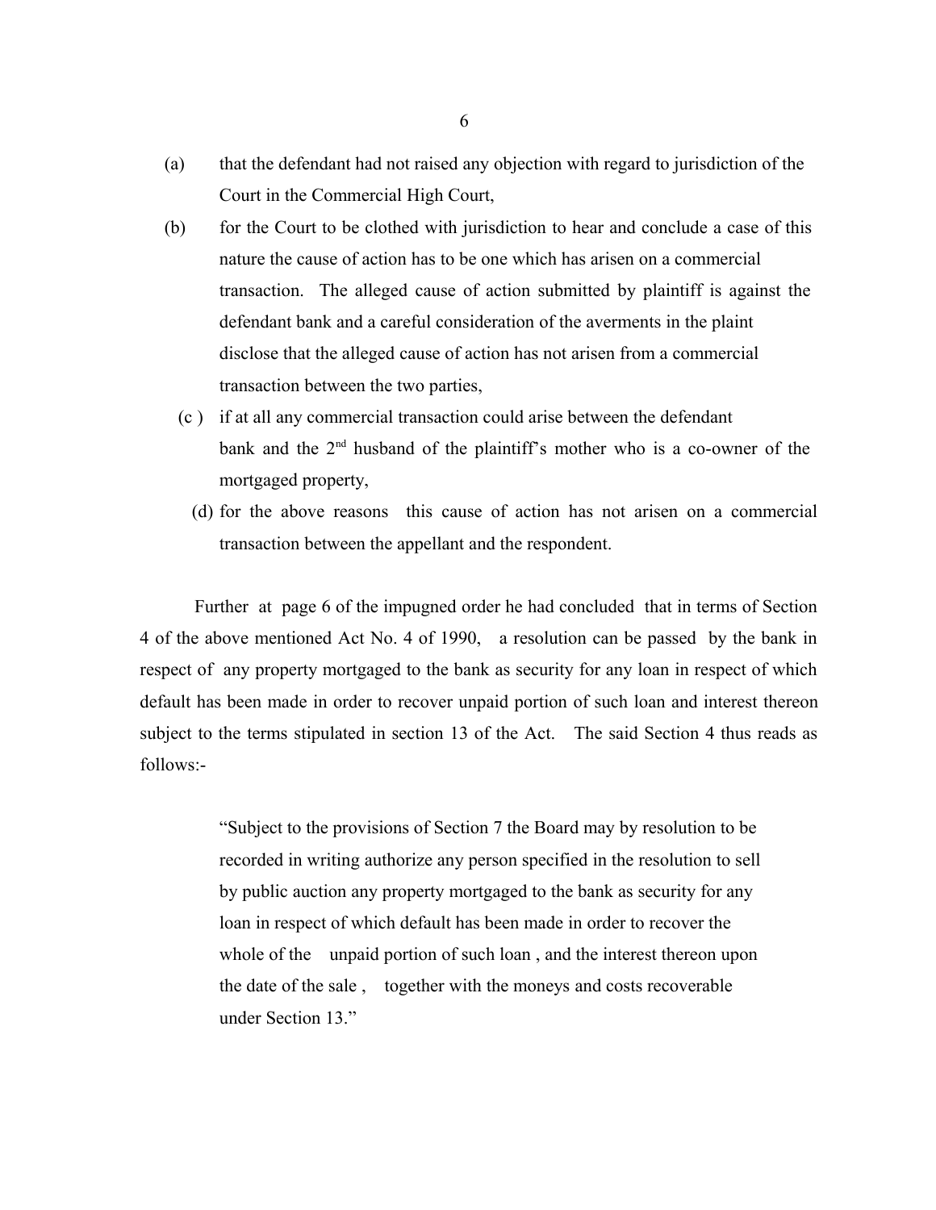(a) that the defendant had not raised any objection with regard to jurisdiction of the Court in the Commercial High Court,

(b) for the Court to be clothed with jurisdiction to hear and conclude a case of this nature the cause of action has to be one which has arisen on a commercial transaction. The alleged cause of action submitted by plaintiff is against the defendant bank and a careful consideration of the averments in the plaint disclose that the alleged cause of action has not arisen from a commercial transaction between the two parties,

(c ) if at all any commercial transaction could arise between the defendant bank and the 2nd husband of the plaintiff's mother who is a co-owner of the mortgaged property,

(d) for the above reasons this cause of action has not arisen on a commercial transaction between the appellant and the respondent.

Further at page 6 of the impugned order he had concluded that in terms of Section 4 of the above mentioned Act No. 4 of 1990, a resolution can be passed by the bank in respect of any property mortgaged to the bank as security for any loan in respect of which default has been made in order to recover unpaid portion of such loan and interest thereon subject to the terms stipulated in section 13 of the Act. The said Section 4 thus reads as follows:-

> "Subject to the provisions of Section 7 the Board may by resolution to be recorded in writing authorize any person specified in the resolution to sell by public auction any property mortgaged to the bank as security for any loan in respect of which default has been made in order to recover the whole of the unpaid portion of such loan , and the interest thereon upon the date of the sale , together with the moneys and costs recoverable under Section 13."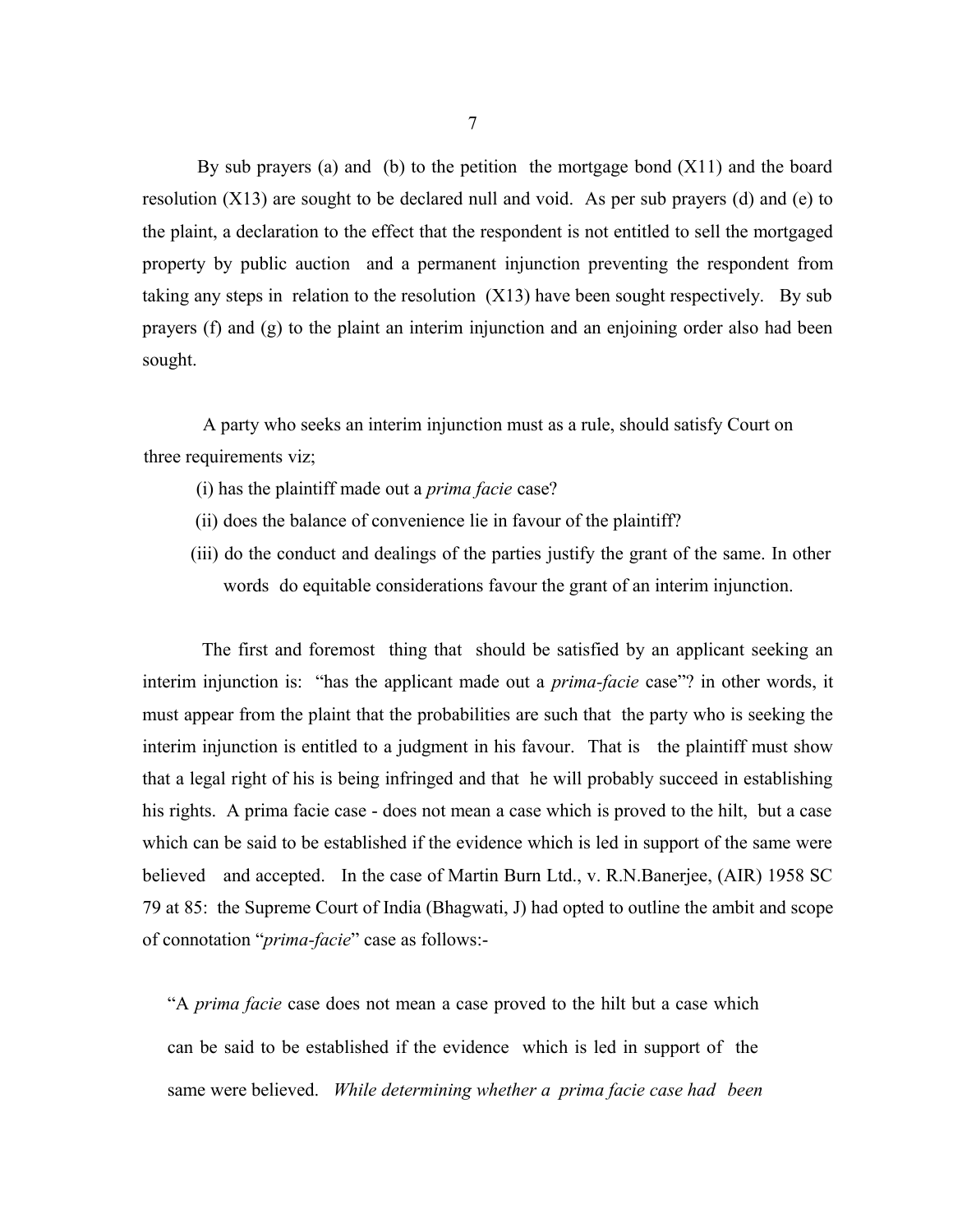By sub prayers (a) and (b) to the petition the mortgage bond (X11) and the board resolution (X13) are sought to be declared null and void. As per sub prayers (d) and (e) to the plaint, a declaration to the effect that the respondent is not entitled to sell the mortgaged property by public auction and a permanent injunction preventing the respondent from taking any steps in relation to the resolution (X13) have been sought respectively. By sub prayers (f) and (g) to the plaint an interim injunction and an enjoining order also had been sought.

A party who seeks an interim injunction must as a rule, should satisfy Court on three requirements viz;

(i) has the plaintiff made out a *prima facie* case?

(ii) does the balance of convenience lie in favour of the plaintiff?

(iii) do the conduct and dealings of the parties justify the grant of the same. In other words do equitable considerations favour the grant of an interim injunction.

The first and foremost thing that should be satisfied by an applicant seeking an interim injunction is: "has the applicant made out a *prima-facie* case"? in other words, it must appear from the plaint that the probabilities are such that the party who is seeking the interim injunction is entitled to a judgment in his favour. That is the plaintiff must show that a legal right of his is being infringed and that he will probably succeed in establishing his rights. A prima facie case - does not mean a case which is proved to the hilt, but a case which can be said to be established if the evidence which is led in support of the same were believed and accepted. In the case of Martin Burn Ltd., v. R.N.Banerjee, (AIR) 1958 SC 79 at 85: the Supreme Court of India (Bhagwati, J) had opted to outline the ambit and scope of connotation "*prima-facie*" case as follows:-

> "A *prima facie* case does not mean a case proved to the hilt but a case which can be said to be established if the evidence which is led in support of the same were believed. *While determining whether a prima facie case had been*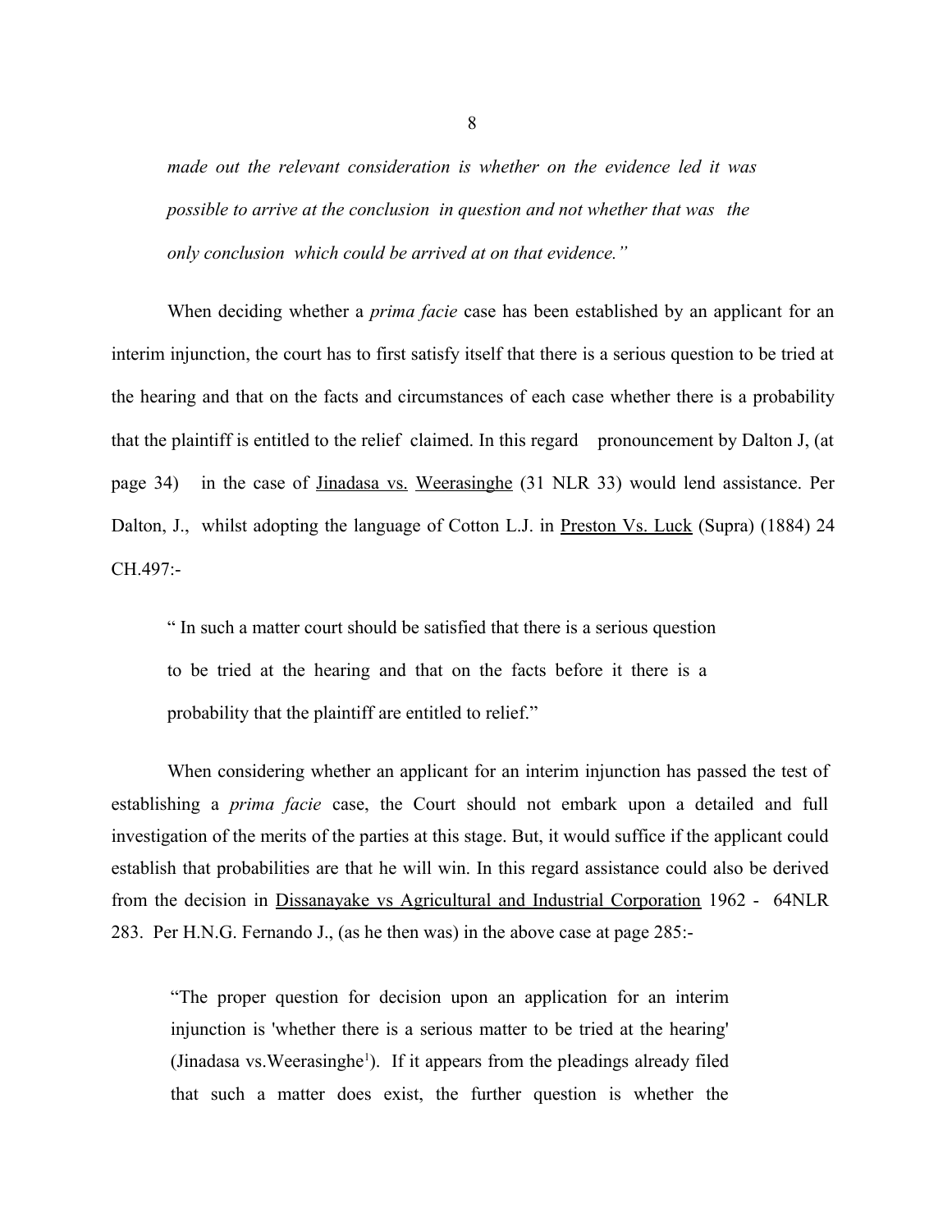*made out the relevant consideration is whether on the evidence led it was possible to arrive at the conclusion in question and not whether that was the only conclusion which could be arrived at on that evidence."*

When deciding whether a *prima facie* case has been established by an applicant for an interim injunction, the court has to first satisfy itself that there is a serious question to be tried at the hearing and that on the facts and circumstances of each case whether there is a probability that the plaintiff is entitled to the relief claimed. In this regard pronouncement by Dalton J, (at page 34) in the case of Jinadasa vs. Weerasinghe (31 NLR 33) would lend assistance. Per Dalton, J., whilst adopting the language of Cotton L.J. in Preston Vs. Luck (Supra) (1884) 24 CH.497:-

> " In such a matter court should be satisfied that there is a serious question to be tried at the hearing and that on the facts before it there is a probability that the plaintiff are entitled to relief."

When considering whether an applicant for an interim injunction has passed the test of establishing a *prima facie* case, the Court should not embark upon a detailed and full investigation of the merits of the parties at this stage. But, it would suffice if the applicant could establish that probabilities are that he will win. In this regard assistance could also be derived from the decision in Dissanayake vs Agricultural and Industrial Corporation 1962 - 64NLR 283. Per H.N.G. Fernando J., (as he then was) in the above case at page 285:-

> "The proper question for decision upon an application for an interim injunction is 'whether there is a serious matter to be tried at the hearing' (Jinadasa vs.Weerasinghe[1]). If it appears from the pleadings already filed that such a matter does exist, the further question is whether the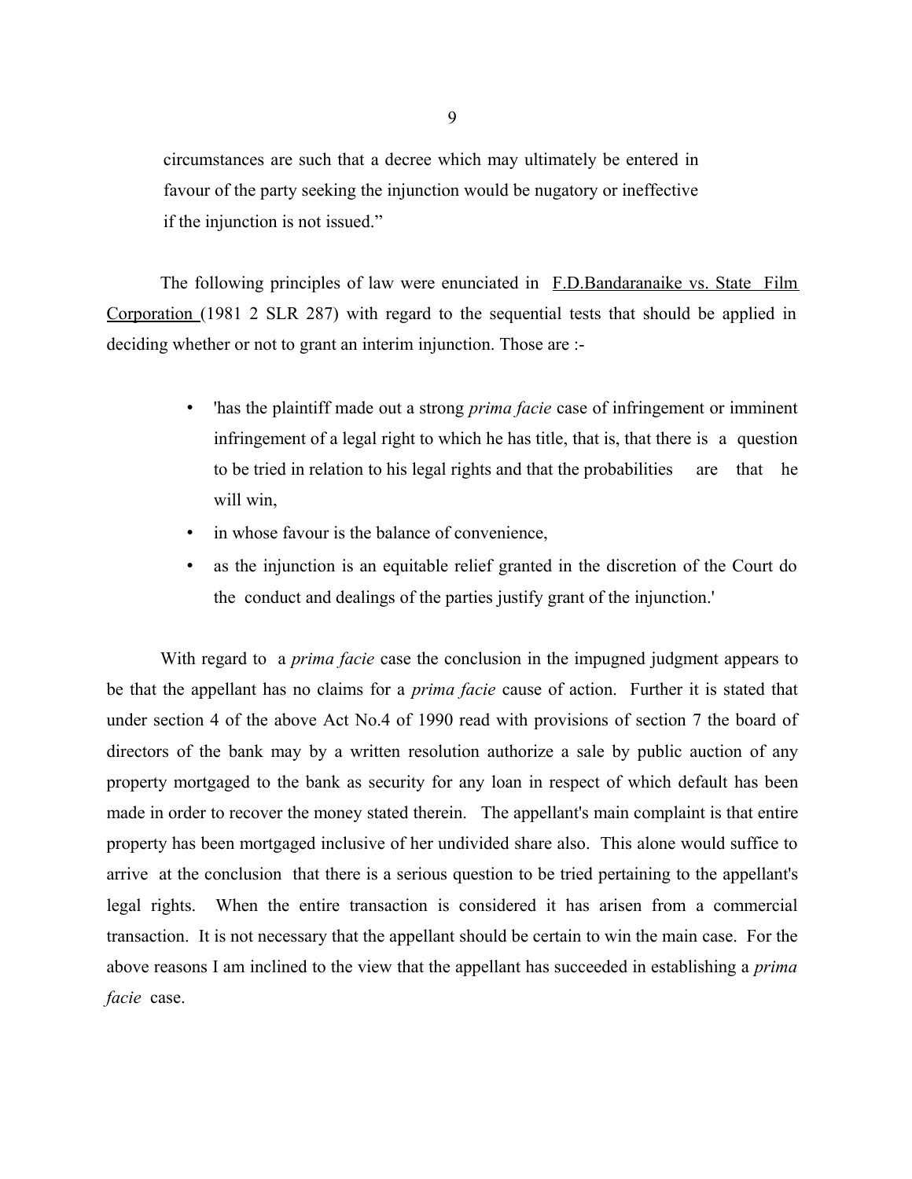circumstances are such that a decree which may ultimately be entered in favour of the party seeking the injunction would be nugatory or ineffective if the injunction is not issued."

The following principles of law were enunciated in F.D.Bandaranaike vs. State Film Corporation (1981 2 SLR 287) with regard to the sequential tests that should be applied in deciding whether or not to grant an interim injunction. Those are :-

- 'has the plaintiff made out a strong *prima facie* case of infringement or imminent infringement of a legal right to which he has title, that is, that there is a question to be tried in relation to his legal rights and that the probabilities are that he will win,
- in whose favour is the balance of convenience,
- as the injunction is an equitable relief granted in the discretion of the Court do the conduct and dealings of the parties justify grant of the injunction.'

With regard to a *prima facie* case the conclusion in the impugned judgment appears to be that the appellant has no claims for a *prima facie* cause of action. Further it is stated that under section 4 of the above Act No.4 of 1990 read with provisions of section 7 the board of directors of the bank may by a written resolution authorize a sale by public auction of any property mortgaged to the bank as security for any loan in respect of which default has been made in order to recover the money stated therein. The appellant's main complaint is that entire property has been mortgaged inclusive of her undivided share also. This alone would suffice to arrive at the conclusion that there is a serious question to be tried pertaining to the appellant's legal rights. When the entire transaction is considered it has arisen from a commercial transaction. It is not necessary that the appellant should be certain to win the main case. For the above reasons I am inclined to the view that the appellant has succeeded in establishing a *prima facie* case.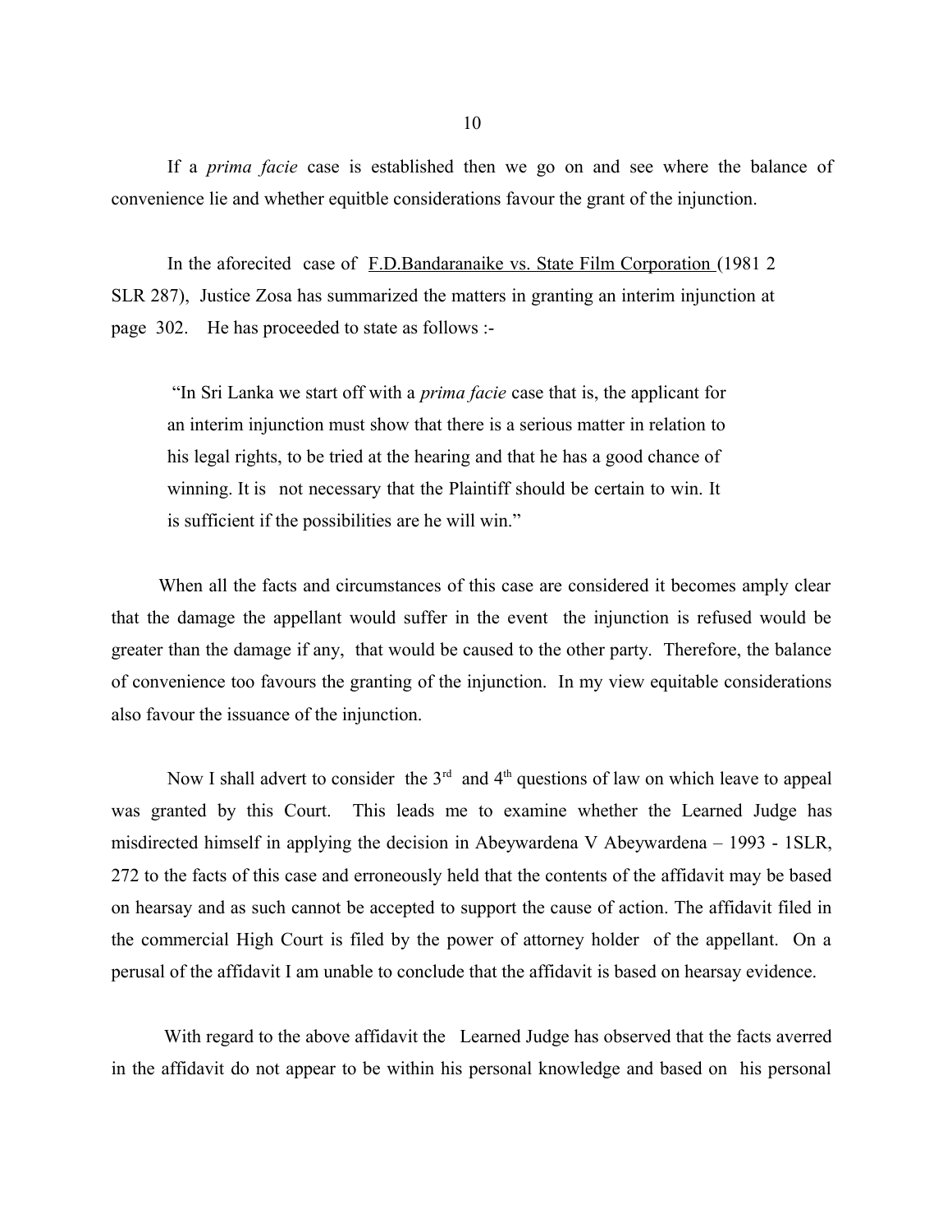If a *prima facie* case is established then we go on and see where the balance of convenience lie and whether equitble considerations favour the grant of the injunction.

In the aforecited case of F.D.Bandaranaike vs. State Film Corporation (1981 2 SLR 287), Justice Zosa has summarized the matters in granting an interim injunction at page 302. He has proceeded to state as follows :-

> "In Sri Lanka we start off with a *prima facie* case that is, the applicant for an interim injunction must show that there is a serious matter in relation to his legal rights, to be tried at the hearing and that he has a good chance of winning. It is not necessary that the Plaintiff should be certain to win. It is sufficient if the possibilities are he will win."

When all the facts and circumstances of this case are considered it becomes amply clear that the damage the appellant would suffer in the event the injunction is refused would be greater than the damage if any, that would be caused to the other party. Therefore, the balance of convenience too favours the granting of the injunction. In my view equitable considerations also favour the issuance of the injunction.

Now I shall advert to consider the 3rd and 4th questions of law on which leave to appeal was granted by this Court. This leads me to examine whether the Learned Judge has misdirected himself in applying the decision in Abeywardena V Abeywardena – 1993 - 1SLR, 272 to the facts of this case and erroneously held that the contents of the affidavit may be based on hearsay and as such cannot be accepted to support the cause of action. The affidavit filed in the commercial High Court is filed by the power of attorney holder of the appellant. On a perusal of the affidavit I am unable to conclude that the affidavit is based on hearsay evidence.

With regard to the above affidavit the Learned Judge has observed that the facts averred in the affidavit do not appear to be within his personal knowledge and based on his personal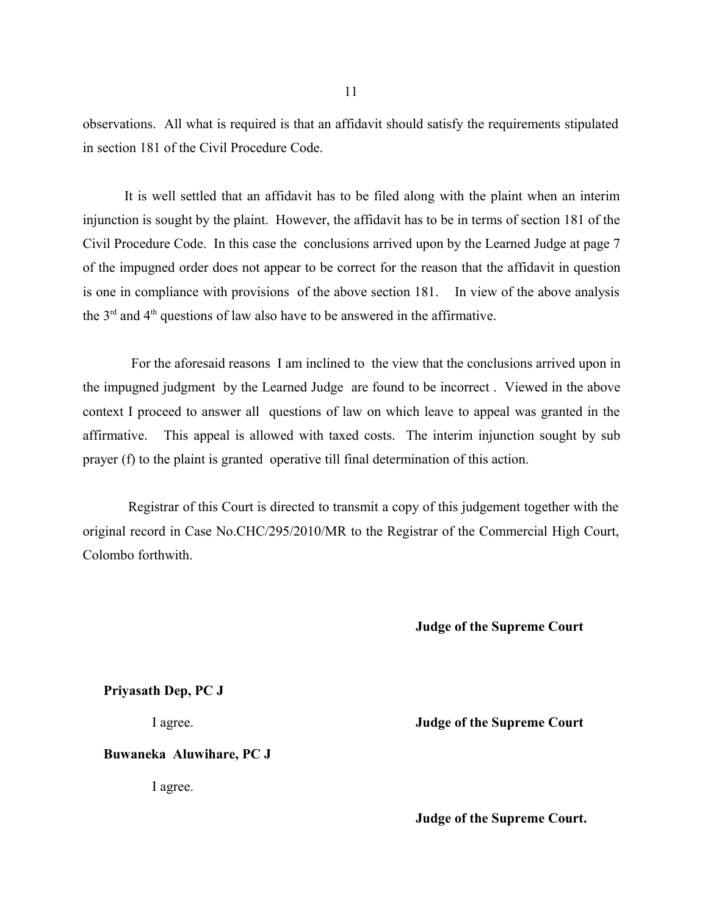observations. All what is required is that an affidavit should satisfy the requirements stipulated in section 181 of the Civil Procedure Code.

It is well settled that an affidavit has to be filed along with the plaint when an interim injunction is sought by the plaint. However, the affidavit has to be in terms of section 181 of the Civil Procedure Code. In this case the conclusions arrived upon by the Learned Judge at page 7 of the impugned order does not appear to be correct for the reason that the affidavit in question is one in compliance with provisions of the above section 181. In view of the above analysis the 3rd and 4th questions of law also have to be answered in the affirmative.

For the aforesaid reasons I am inclined to the view that the conclusions arrived upon in the impugned judgment by the Learned Judge are found to be incorrect . Viewed in the above context I proceed to answer all questions of law on which leave to appeal was granted in the affirmative. This appeal is allowed with taxed costs. The interim injunction sought by sub prayer (f) to the plaint is granted operative till final determination of this action.

Registrar of this Court is directed to transmit a copy of this judgement together with the original record in Case No.CHC/295/2010/MR to the Registrar of the Commercial High Court, Colombo forthwith.

**Judge of the Supreme Court**

**Priyasath Dep, PC J**

I agree. **Judge of the Supreme Court**

**Buwaneka Aluwihare, PC J**

I agree.

**Judge of the Supreme Court.**